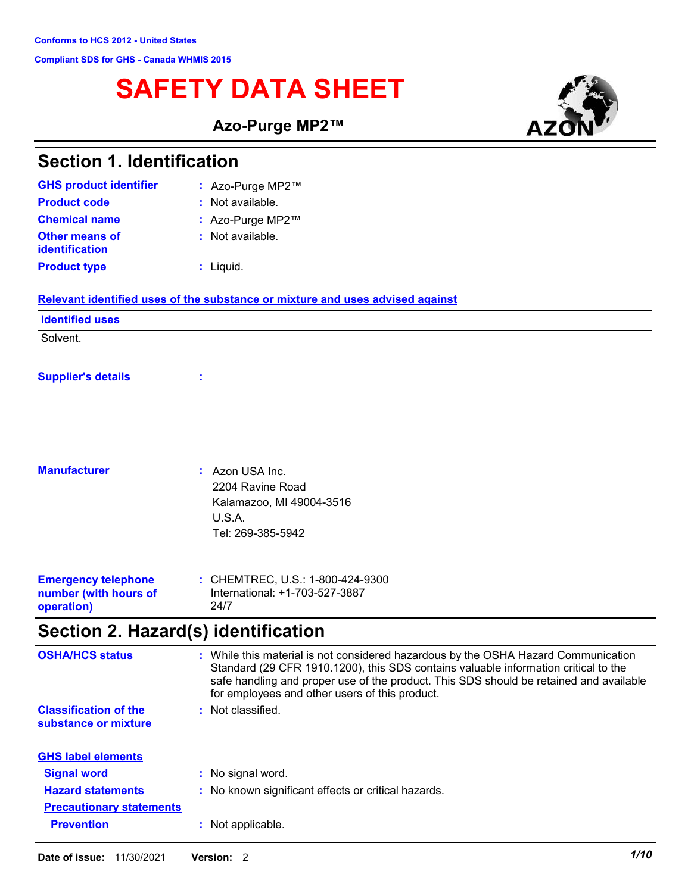Conforms to HCS 2012 - United States

Compliant SDS for GHS - Canada WHMIS 2015

# SAFETY DATA SHEET

**Azo-Purge MP2™**

## Section 1. Identification

**GHS product identifier** : Azo-Purge MP2™

**Product code** : Not available.

**Chemical name** : Azo-Purge MP2™

**Other means of identification** : Not available.

**Product type** : Liquid.

**Relevant identified uses of the substance or mixture and uses advised against**

| Identified uses |
|---|
| Solvent. |

**Supplier's details** :

**Manufacturer** : Azon USA Inc.
2204 Ravine Road
Kalamazoo, MI 49004-3516
U.S.A.
Tel: 269-385-5942

**Emergency telephone number (with hours of operation)** : CHEMTREC, U.S.: 1-800-424-9300
International: +1-703-527-3887
24/7

## Section 2. Hazard(s) identification

**OSHA/HCS status** : While this material is not considered hazardous by the OSHA Hazard Communication Standard (29 CFR 1910.1200), this SDS contains valuable information critical to the safe handling and proper use of the product. This SDS should be retained and available for employees and other users of this product.

**Classification of the substance or mixture** : Not classified.

**GHS label elements**

**Signal word** : No signal word.

**Hazard statements** : No known significant effects or critical hazards.

**Precautionary statements**

**Prevention** : Not applicable.

**Date of issue:** 11/30/2021 **Version:** 2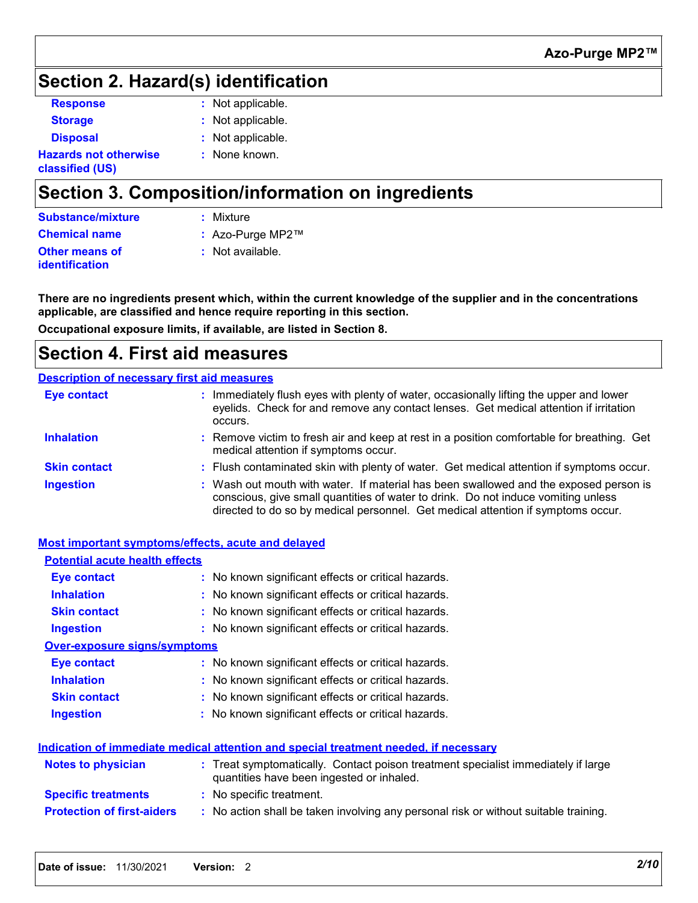## Section 2. Hazard(s) identification

**Response** : Not applicable.

**Storage** : Not applicable.

**Disposal** : Not applicable.

**Hazards not otherwise classified (US)** : None known.

## Section 3. Composition/information on ingredients

**Substance/mixture** : Mixture

**Chemical name** : Azo-Purge MP2™

**Other means of identification** : Not available.

**There are no ingredients present which, within the current knowledge of the supplier and in the concentrations applicable, are classified and hence require reporting in this section.**

**Occupational exposure limits, if available, are listed in Section 8.**

## Section 4. First aid measures

### Description of necessary first aid measures

**Eye contact** : Immediately flush eyes with plenty of water, occasionally lifting the upper and lower eyelids. Check for and remove any contact lenses. Get medical attention if irritation occurs.

**Inhalation** : Remove victim to fresh air and keep at rest in a position comfortable for breathing. Get medical attention if symptoms occur.

**Skin contact** : Flush contaminated skin with plenty of water. Get medical attention if symptoms occur.

**Ingestion** : Wash out mouth with water. If material has been swallowed and the exposed person is conscious, give small quantities of water to drink. Do not induce vomiting unless directed to do so by medical personnel. Get medical attention if symptoms occur.

### Most important symptoms/effects, acute and delayed

#### Potential acute health effects

**Eye contact** : No known significant effects or critical hazards.

**Inhalation** : No known significant effects or critical hazards.

**Skin contact** : No known significant effects or critical hazards.

**Ingestion** : No known significant effects or critical hazards.

#### Over-exposure signs/symptoms

**Eye contact** : No known significant effects or critical hazards.

**Inhalation** : No known significant effects or critical hazards.

**Skin contact** : No known significant effects or critical hazards.

**Ingestion** : No known significant effects or critical hazards.

### Indication of immediate medical attention and special treatment needed, if necessary

**Notes to physician** : Treat symptomatically. Contact poison treatment specialist immediately if large quantities have been ingested or inhaled.

**Specific treatments** : No specific treatment.

**Protection of first-aiders** : No action shall be taken involving any personal risk or without suitable training.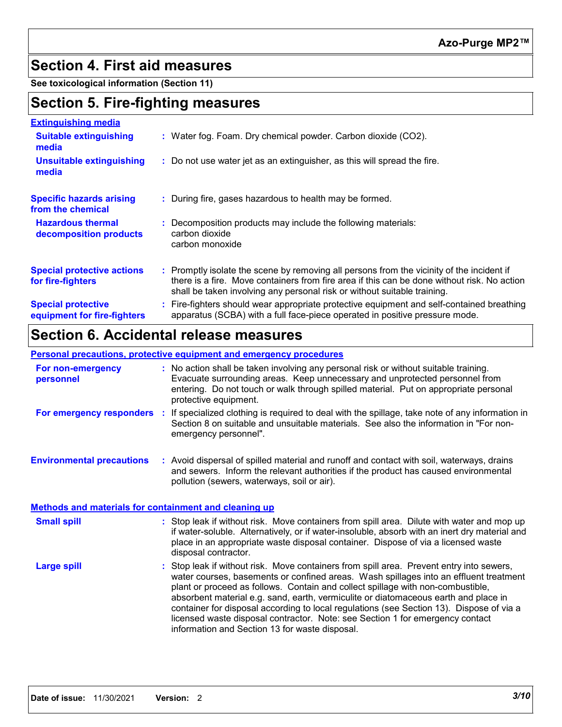# Section 4. First aid measures

**See toxicological information (Section 11)**

# Section 5. Fire-fighting measures

### Extinguishing media

**Suitable extinguishing media** : Water fog. Foam. Dry chemical powder. Carbon dioxide ($CO_2$).

**Unsuitable extinguishing media** : Do not use water jet as an extinguisher, as this will spread the fire.

**Specific hazards arising from the chemical** : During fire, gases hazardous to health may be formed.

**Hazardous thermal decomposition products** : Decomposition products may include the following materials:
carbon dioxide
carbon monoxide

**Special protective actions for fire-fighters** : Promptly isolate the scene by removing all persons from the vicinity of the incident if there is a fire. Move containers from fire area if this can be done without risk. No action shall be taken involving any personal risk or without suitable training.

**Special protective equipment for fire-fighters** : Fire-fighters should wear appropriate protective equipment and self-contained breathing apparatus (SCBA) with a full face-piece operated in positive pressure mode.

# Section 6. Accidental release measures

### Personal precautions, protective equipment and emergency procedures

**For non-emergency personnel** : No action shall be taken involving any personal risk or without suitable training. Evacuate surrounding areas. Keep unnecessary and unprotected personnel from entering. Do not touch or walk through spilled material. Put on appropriate personal protective equipment.

**For emergency responders** : If specialized clothing is required to deal with the spillage, take note of any information in Section 8 on suitable and unsuitable materials. See also the information in "For non-emergency personnel".

**Environmental precautions** : Avoid dispersal of spilled material and runoff and contact with soil, waterways, drains and sewers. Inform the relevant authorities if the product has caused environmental pollution (sewers, waterways, soil or air).

### Methods and materials for containment and cleaning up

**Small spill** : Stop leak if without risk. Move containers from spill area. Dilute with water and mop up if water-soluble. Alternatively, or if water-insoluble, absorb with an inert dry material and place in an appropriate waste disposal container. Dispose of via a licensed waste disposal contractor.

**Large spill** : Stop leak if without risk. Move containers from spill area. Prevent entry into sewers, water courses, basements or confined areas. Wash spillages into an effluent treatment plant or proceed as follows. Contain and collect spillage with non-combustible, absorbent material e.g. sand, earth, vermiculite or diatomaceous earth and place in container for disposal according to local regulations (see Section 13). Dispose of via a licensed waste disposal contractor. Note: see Section 1 for emergency contact information and Section 13 for waste disposal.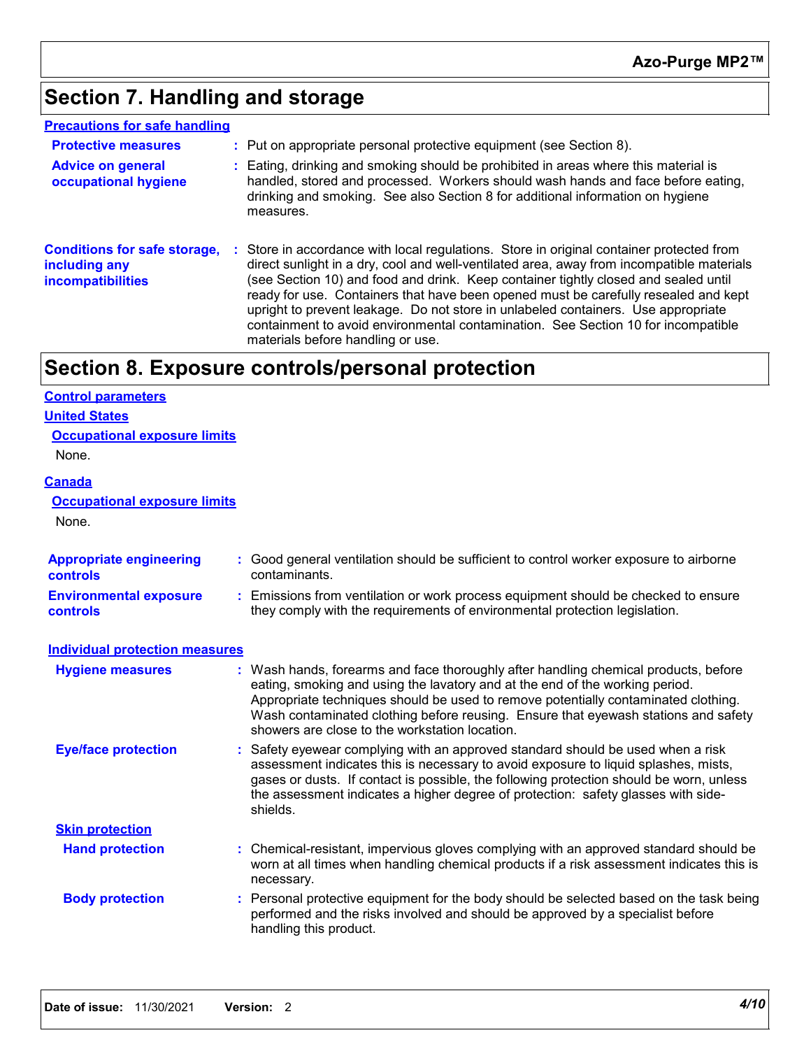## Section 7. Handling and storage

**Precautions for safe handling**

**Protective measures** : Put on appropriate personal protective equipment (see Section 8).

**Advice on general occupational hygiene** : Eating, drinking and smoking should be prohibited in areas where this material is handled, stored and processed. Workers should wash hands and face before eating, drinking and smoking. See also Section 8 for additional information on hygiene measures.

**Conditions for safe storage, including any incompatibilities** : Store in accordance with local regulations. Store in original container protected from direct sunlight in a dry, cool and well-ventilated area, away from incompatible materials (see Section 10) and food and drink. Keep container tightly closed and sealed until ready for use. Containers that have been opened must be carefully resealed and kept upright to prevent leakage. Do not store in unlabeled containers. Use appropriate containment to avoid environmental contamination. See Section 10 for incompatible materials before handling or use.

## Section 8. Exposure controls/personal protection

**Control parameters**

**United States**

**Occupational exposure limits**

None.

**Canada**

**Occupational exposure limits**

None.

**Appropriate engineering controls** : Good general ventilation should be sufficient to control worker exposure to airborne contaminants.

**Environmental exposure controls** : Emissions from ventilation or work process equipment should be checked to ensure they comply with the requirements of environmental protection legislation.

**Individual protection measures**

**Hygiene measures** : Wash hands, forearms and face thoroughly after handling chemical products, before eating, smoking and using the lavatory and at the end of the working period. Appropriate techniques should be used to remove potentially contaminated clothing. Wash contaminated clothing before reusing. Ensure that eyewash stations and safety showers are close to the workstation location.

**Eye/face protection** : Safety eyewear complying with an approved standard should be used when a risk assessment indicates this is necessary to avoid exposure to liquid splashes, mists, gases or dusts. If contact is possible, the following protection should be worn, unless the assessment indicates a higher degree of protection: safety glasses with side-shields.

**Skin protection**

**Hand protection** : Chemical-resistant, impervious gloves complying with an approved standard should be worn at all times when handling chemical products if a risk assessment indicates this is necessary.

**Body protection** : Personal protective equipment for the body should be selected based on the task being performed and the risks involved and should be approved by a specialist before handling this product.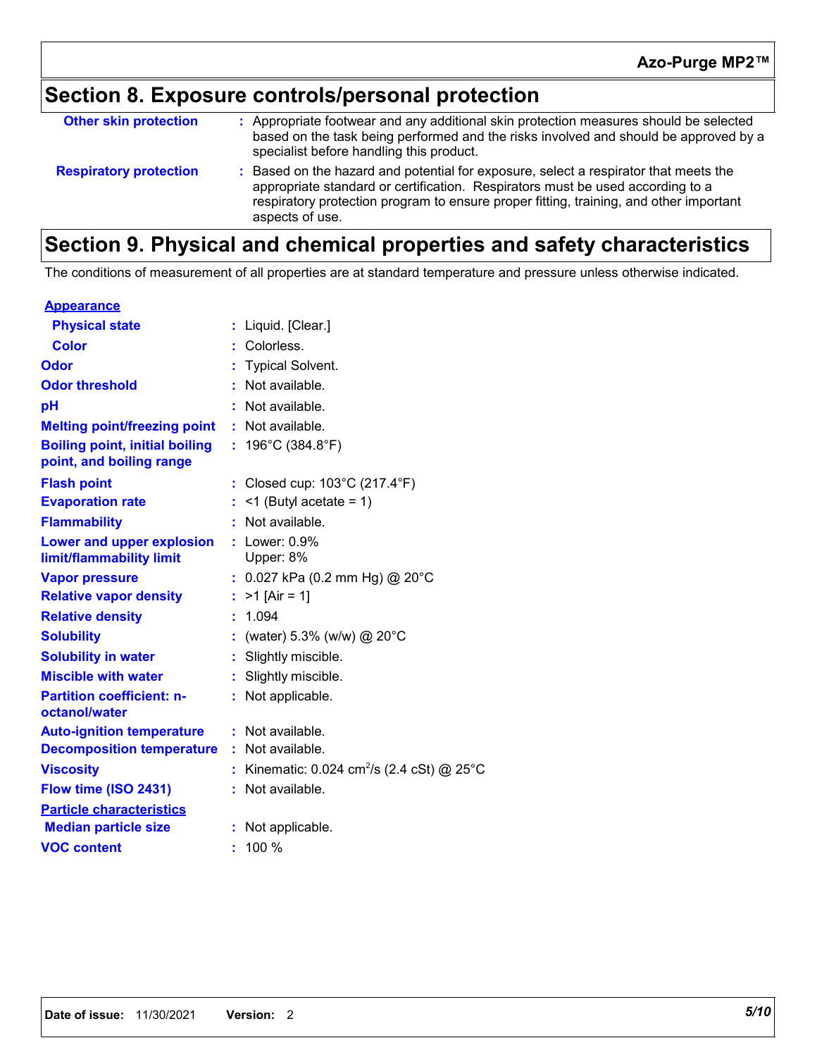## Section 8. Exposure controls/personal protection

| | |
|---|---|
| **Other skin protection** | : Appropriate footwear and any additional skin protection measures should be selected based on the task being performed and the risks involved and should be approved by a specialist before handling this product. |
| **Respiratory protection** | : Based on the hazard and potential for exposure, select a respirator that meets the appropriate standard or certification. Respirators must be used according to a respiratory protection program to ensure proper fitting, training, and other important aspects of use. |

## Section 9. Physical and chemical properties and safety characteristics

The conditions of measurement of all properties are at standard temperature and pressure unless otherwise indicated.

| | |
|---|---|
| **Appearance** | |
| **Physical state** | : Liquid. [Clear.] |
| **Color** | : Colorless. |
| **Odor** | : Typical Solvent. |
| **Odor threshold** | : Not available. |
| **pH** | : Not available. |
| **Melting point/freezing point** | : Not available. |
| **Boiling point, initial boiling point, and boiling range** | : 196°C (384.8°F) |
| **Flash point** | : Closed cup: 103°C (217.4°F) |
| **Evaporation rate** | : <1 (Butyl acetate = 1) |
| **Flammability** | : Not available. |
| **Lower and upper explosion limit/flammability limit** | : Lower: 0.9%<br>Upper: 8% |
| **Vapor pressure** | : 0.027 kPa (0.2 mm Hg) @ 20°C |
| **Relative vapor density** | : >1 [Air = 1] |
| **Relative density** | : 1.094 |
| **Solubility** | : (water) 5.3% (w/w) @ 20°C |
| **Solubility in water** | : Slightly miscible. |
| **Miscible with water** | : Slightly miscible. |
| **Partition coefficient: n-octanol/water** | : Not applicable. |
| **Auto-ignition temperature** | : Not available. |
| **Decomposition temperature** | : Not available. |
| **Viscosity** | : Kinematic: 0.024 $cm^2/s$ (2.4 cSt) @ 25°C |
| **Flow time (ISO 2431)** | : Not available. |
| **Particle characteristics** | |
| **Median particle size** | : Not applicable. |
| **VOC content** | : 100 % |

**Date of issue:** 11/30/2021 **Version:** 2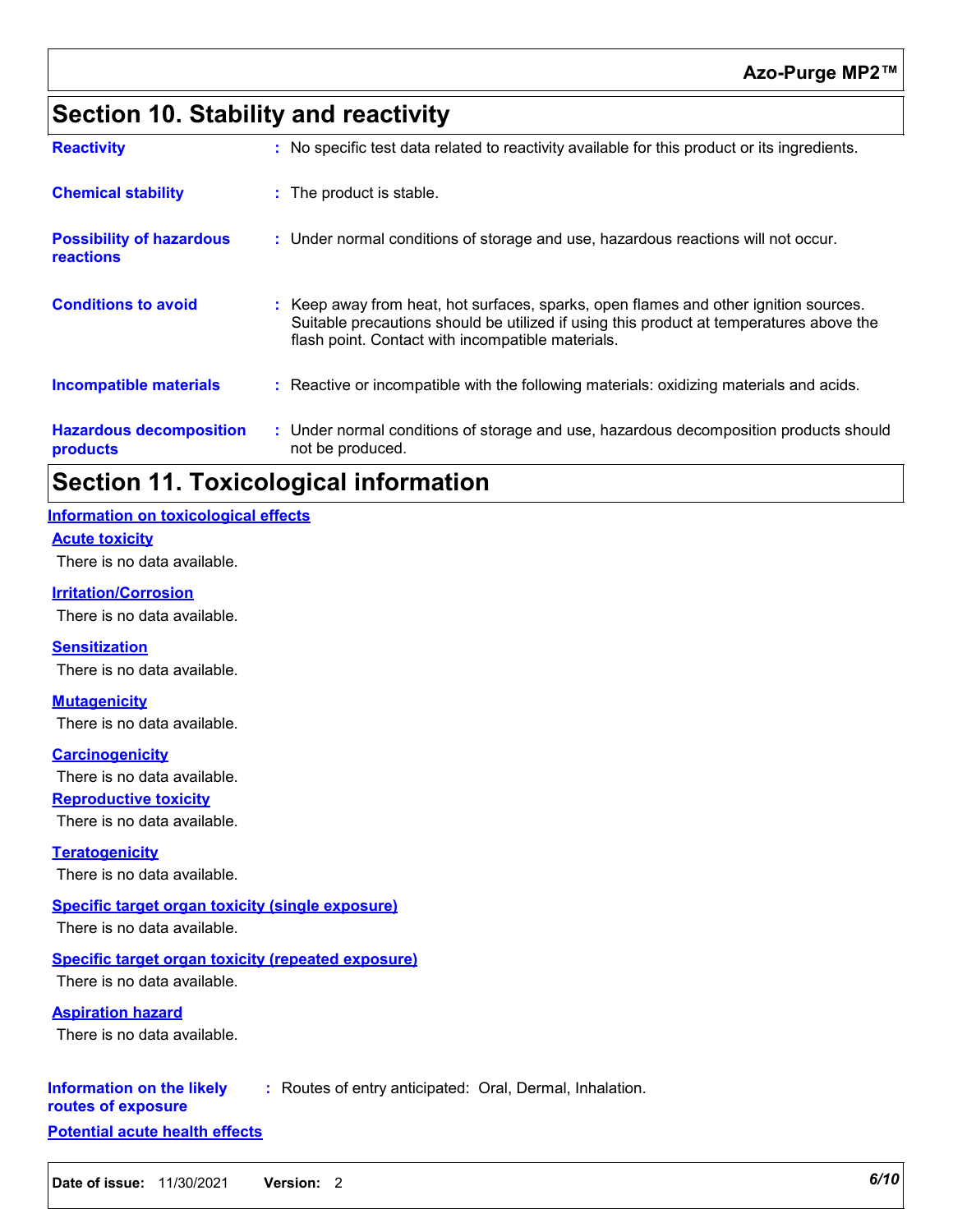## Section 10. Stability and reactivity

| | |
|---|---|
| **Reactivity** | : No specific test data related to reactivity available for this product or its ingredients. |
| **Chemical stability** | : The product is stable. |
| **Possibility of hazardous reactions** | : Under normal conditions of storage and use, hazardous reactions will not occur. |
| **Conditions to avoid** | : Keep away from heat, hot surfaces, sparks, open flames and other ignition sources. Suitable precautions should be utilized if using this product at temperatures above the flash point. Contact with incompatible materials. |
| **Incompatible materials** | : Reactive or incompatible with the following materials: oxidizing materials and acids. |
| **Hazardous decomposition products** | : Under normal conditions of storage and use, hazardous decomposition products should not be produced. |

## Section 11. Toxicological information

**Information on toxicological effects**

**Acute toxicity**

There is no data available.

**Irritation/Corrosion**

There is no data available.

**Sensitization**

There is no data available.

**Mutagenicity**

There is no data available.

**Carcinogenicity**

There is no data available.

**Reproductive toxicity**

There is no data available.

**Teratogenicity**

There is no data available.

**Specific target organ toxicity (single exposure)**

There is no data available.

**Specific target organ toxicity (repeated exposure)**

There is no data available.

**Aspiration hazard**

There is no data available.

**Information on the likely routes of exposure** : Routes of entry anticipated: Oral, Dermal, Inhalation.

**Potential acute health effects**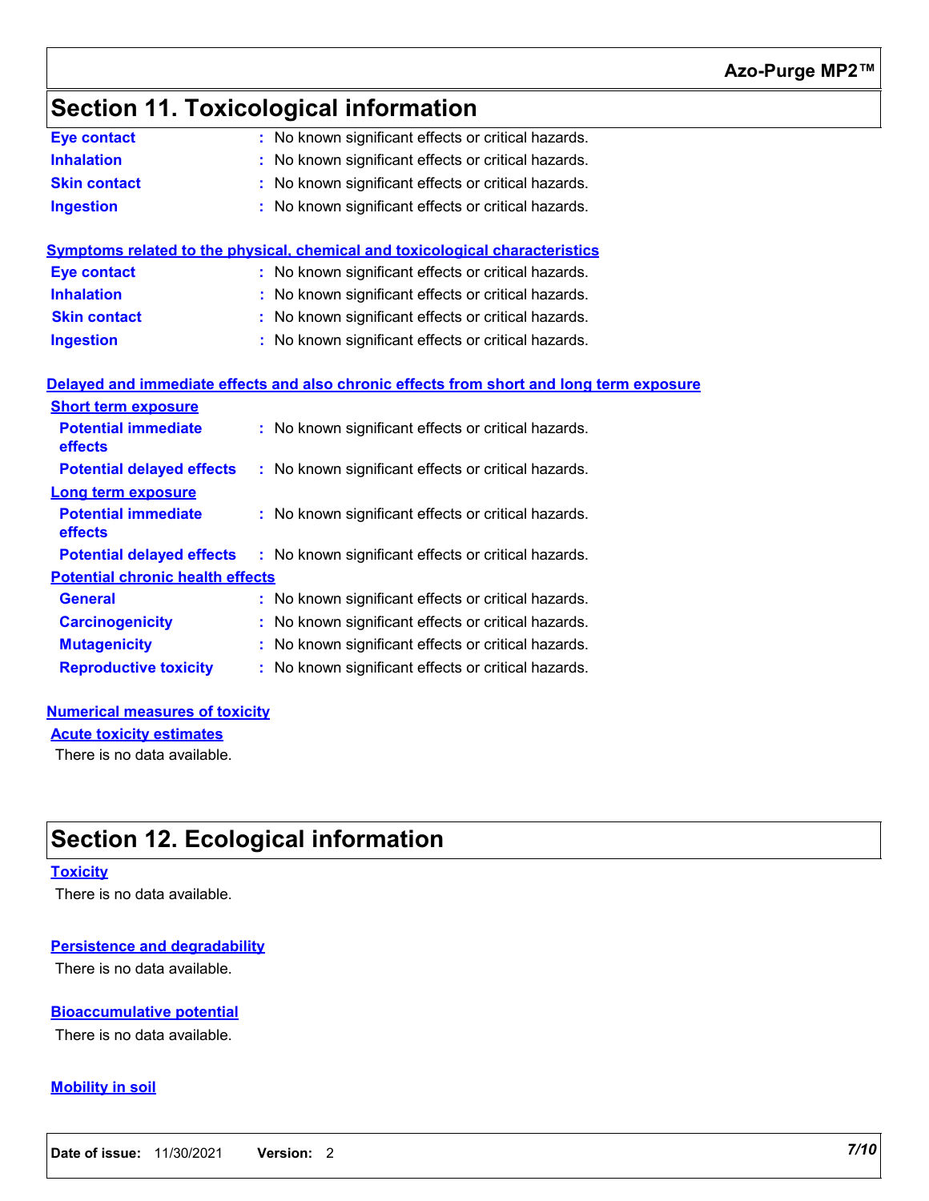## Section 11. Toxicological information

**Eye contact** : No known significant effects or critical hazards.

**Inhalation** : No known significant effects or critical hazards.

**Skin contact** : No known significant effects or critical hazards.

**Ingestion** : No known significant effects or critical hazards.

**Symptoms related to the physical, chemical and toxicological characteristics**

**Eye contact** : No known significant effects or critical hazards.

**Inhalation** : No known significant effects or critical hazards.

**Skin contact** : No known significant effects or critical hazards.

**Ingestion** : No known significant effects or critical hazards.

**Delayed and immediate effects and also chronic effects from short and long term exposure**

**Short term exposure**

**Potential immediate effects** : No known significant effects or critical hazards.

**Potential delayed effects** : No known significant effects or critical hazards.

**Long term exposure**

**Potential immediate effects** : No known significant effects or critical hazards.

**Potential delayed effects** : No known significant effects or critical hazards.

**Potential chronic health effects**

**General** : No known significant effects or critical hazards.

**Carcinogenicity** : No known significant effects or critical hazards.

**Mutagenicity** : No known significant effects or critical hazards.

**Reproductive toxicity** : No known significant effects or critical hazards.

**Numerical measures of toxicity**

**Acute toxicity estimates**

There is no data available.

## Section 12. Ecological information

**Toxicity**

There is no data available.

**Persistence and degradability**

There is no data available.

**Bioaccumulative potential**

There is no data available.

**Mobility in soil**

**Date of issue:** 11/30/2021 **Version:** 2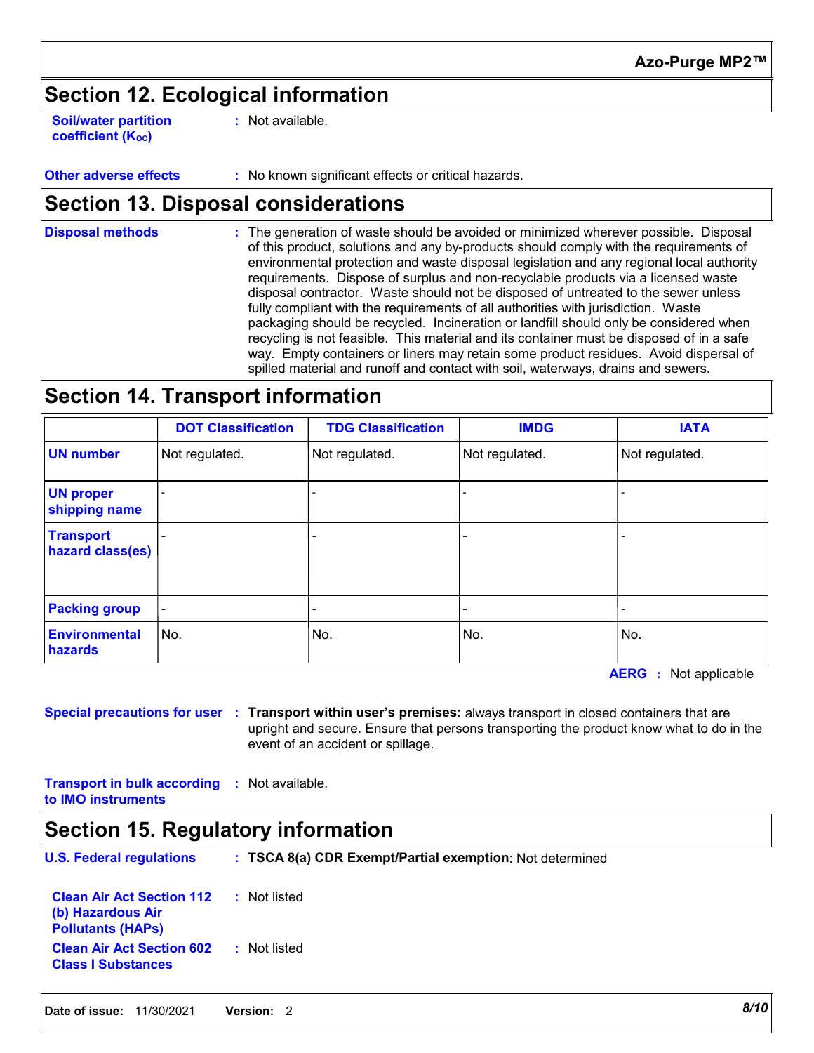## Section 12. Ecological information

**Soil/water partition coefficient ($K_{OC}$)** : Not available.

**Other adverse effects** : No known significant effects or critical hazards.

## Section 13. Disposal considerations

**Disposal methods** : The generation of waste should be avoided or minimized wherever possible. Disposal of this product, solutions and any by-products should comply with the requirements of environmental protection and waste disposal legislation and any regional local authority requirements. Dispose of surplus and non-recyclable products via a licensed waste disposal contractor. Waste should not be disposed of untreated to the sewer unless fully compliant with the requirements of all authorities with jurisdiction. Waste packaging should be recycled. Incineration or landfill should only be considered when recycling is not feasible. This material and its container must be disposed of in a safe way. Empty containers or liners may retain some product residues. Avoid dispersal of spilled material and runoff and contact with soil, waterways, drains and sewers.

## Section 14. Transport information

| | DOT Classification | TDG Classification | IMDG | IATA |
|---|---|---|---|---|
| **UN number** | Not regulated. | Not regulated. | Not regulated. | Not regulated. |
| **UN proper shipping name** | - | - | - | - |
| **Transport hazard class(es)** | - | - | - | - |
| **Packing group** | - | - | - | - |
| **Environmental hazards** | No. | No. | No. | No. |

**AERG** : Not applicable

**Special precautions for user** : **Transport within user's premises:** always transport in closed containers that are upright and secure. Ensure that persons transporting the product know what to do in the event of an accident or spillage.

**Transport in bulk according to IMO instruments** : Not available.

## Section 15. Regulatory information

**U.S. Federal regulations** : **TSCA 8(a) CDR Exempt/Partial exemption**: Not determined

**Clean Air Act Section 112 (b) Hazardous Air Pollutants (HAPs)** : Not listed

**Clean Air Act Section 602 Class I Substances** : Not listed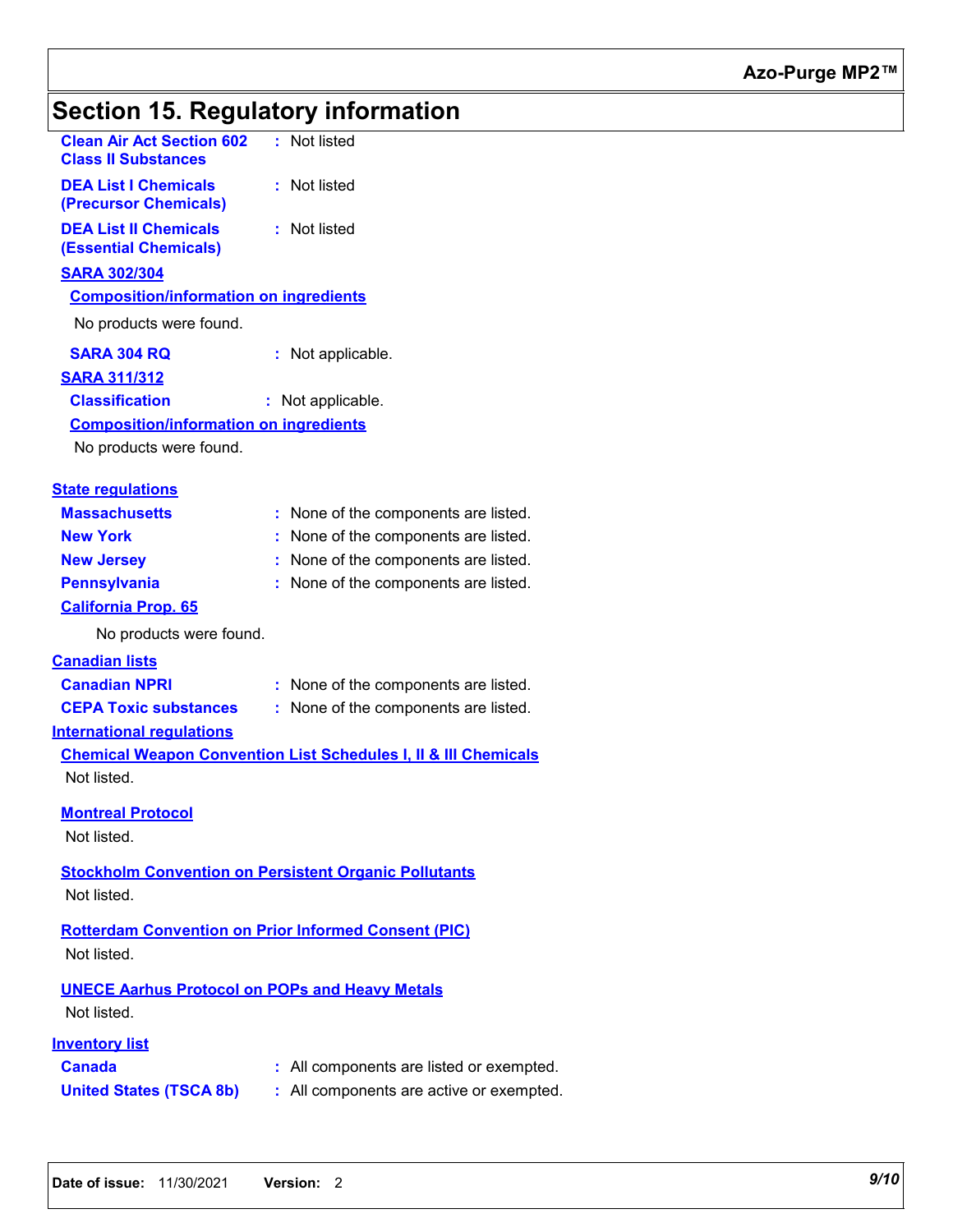## Section 15. Regulatory information

**Clean Air Act Section 602 Class II Substances** : Not listed

**DEA List I Chemicals (Precursor Chemicals)** : Not listed

**DEA List II Chemicals (Essential Chemicals)** : Not listed

**SARA 302/304**

**Composition/information on ingredients**

No products were found.

**SARA 304 RQ** : Not applicable.

**SARA 311/312**

**Classification** : Not applicable.

**Composition/information on ingredients**

No products were found.

**State regulations**

**Massachusetts** : None of the components are listed.

**New York** : None of the components are listed.

**New Jersey** : None of the components are listed.

**Pennsylvania** : None of the components are listed.

**California Prop. 65**

No products were found.

**Canadian lists**

**Canadian NPRI** : None of the components are listed.

**CEPA Toxic substances** : None of the components are listed.

**International regulations**

**Chemical Weapon Convention List Schedules I, II & III Chemicals**

Not listed.

**Montreal Protocol**

Not listed.

**Stockholm Convention on Persistent Organic Pollutants**

Not listed.

**Rotterdam Convention on Prior Informed Consent (PIC)**

Not listed.

**UNECE Aarhus Protocol on POPs and Heavy Metals**

Not listed.

**Inventory list**

**Canada** : All components are listed or exempted.

**United States (TSCA 8b)** : All components are active or exempted.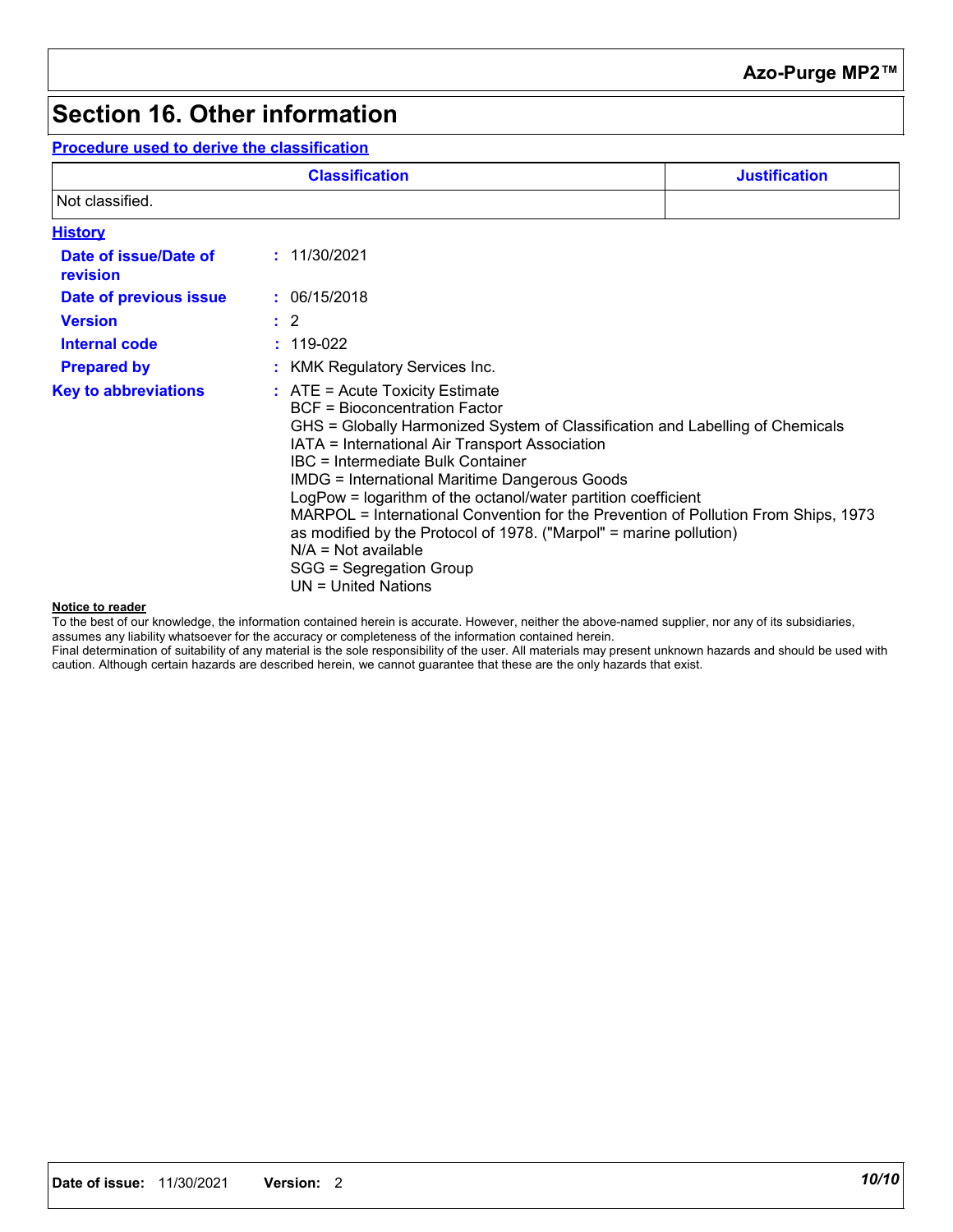# Section 16. Other information

**Procedure used to derive the classification**

| Classification | Justification |
|---|---|
| Not classified. | |

**History**

**Date of issue/Date of revision** : 11/30/2021

**Date of previous issue** : 06/15/2018

**Version** : 2

**Internal code** : 119-022

**Prepared by** : KMK Regulatory Services Inc.

**Key to abbreviations** :
ATE = Acute Toxicity Estimate
BCF = Bioconcentration Factor
GHS = Globally Harmonized System of Classification and Labelling of Chemicals
IATA = International Air Transport Association
IBC = Intermediate Bulk Container
IMDG = International Maritime Dangerous Goods
LogPow = logarithm of the octanol/water partition coefficient
MARPOL = International Convention for the Prevention of Pollution From Ships, 1973 as modified by the Protocol of 1978. ("Marpol" = marine pollution)
N/A = Not available
SGG = Segregation Group
UN = United Nations

**Notice to reader**

To the best of our knowledge, the information contained herein is accurate. However, neither the above-named supplier, nor any of its subsidiaries, assumes any liability whatsoever for the accuracy or completeness of the information contained herein.
Final determination of suitability of any material is the sole responsibility of the user. All materials may present unknown hazards and should be used with caution. Although certain hazards are described herein, we cannot guarantee that these are the only hazards that exist.